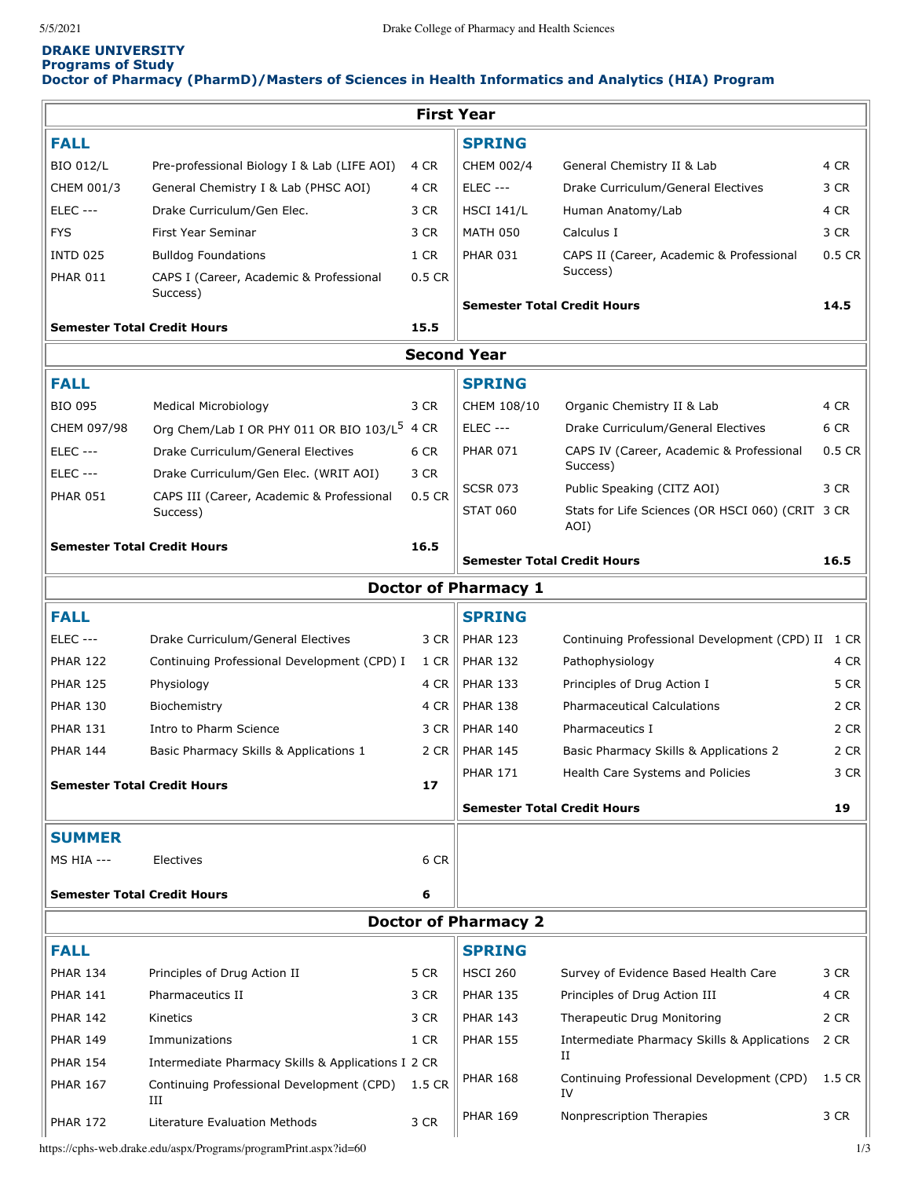**DRAKE UNIVERSITY**
**Programs of Study**
**Doctor of Pharmacy (PharmD)/Masters of Sciences in Health Informatics and Analytics (HIA) Program**

## First Year

### FALL

| Course | Title | Credits |
|---|---|---|
| BIO 012/L | Pre-professional Biology I & Lab (LIFE AOI) | 4 CR |
| CHEM 001/3 | General Chemistry I & Lab (PHSC AOI) | 4 CR |
| ELEC --- | Drake Curriculum/Gen Elec. | 3 CR |
| FYS | First Year Seminar | 3 CR |
| INTD 025 | Bulldog Foundations | 1 CR |
| PHAR 011 | CAPS I (Career, Academic & Professional Success) | 0.5 CR |
| **Semester Total Credit Hours** | | **15.5** |

### SPRING

| Course | Title | Credits |
|---|---|---|
| CHEM 002/4 | General Chemistry II & Lab | 4 CR |
| ELEC --- | Drake Curriculum/General Electives | 3 CR |
| HSCI 141/L | Human Anatomy/Lab | 4 CR |
| MATH 050 | Calculus I | 3 CR |
| PHAR 031 | CAPS II (Career, Academic & Professional Success) | 0.5 CR |
| **Semester Total Credit Hours** | | **14.5** |

## Second Year

### FALL

| Course | Title | Credits |
|---|---|---|
| BIO 095 | Medical Microbiology | 3 CR |
| CHEM 097/98 | Org Chem/Lab I OR PHY 011 OR BIO 103/L[5] | 4 CR |
| ELEC --- | Drake Curriculum/General Electives | 6 CR |
| ELEC --- | Drake Curriculum/Gen Elec. (WRIT AOI) | 3 CR |
| PHAR 051 | CAPS III (Career, Academic & Professional Success) | 0.5 CR |
| **Semester Total Credit Hours** | | **16.5** |

### SPRING

| Course | Title | Credits |
|---|---|---|
| CHEM 108/10 | Organic Chemistry II & Lab | 4 CR |
| ELEC --- | Drake Curriculum/General Electives | 6 CR |
| PHAR 071 | CAPS IV (Career, Academic & Professional Success) | 0.5 CR |
| SCSR 073 | Public Speaking (CITZ AOI) | 3 CR |
| STAT 060 | Stats for Life Sciences (OR HSCI 060) (CRIT AOI) | 3 CR |
| **Semester Total Credit Hours** | | **16.5** |

## Doctor of Pharmacy 1

### FALL

| Course | Title | Credits |
|---|---|---|
| ELEC --- | Drake Curriculum/General Electives | 3 CR |
| PHAR 122 | Continuing Professional Development (CPD) I | 1 CR |
| PHAR 125 | Physiology | 4 CR |
| PHAR 130 | Biochemistry | 4 CR |
| PHAR 131 | Intro to Pharm Science | 3 CR |
| PHAR 144 | Basic Pharmacy Skills & Applications 1 | 2 CR |
| **Semester Total Credit Hours** | | **17** |

### SPRING

| Course | Title | Credits |
|---|---|---|
| PHAR 123 | Continuing Professional Development (CPD) II | 1 CR |
| PHAR 132 | Pathophysiology | 4 CR |
| PHAR 133 | Principles of Drug Action I | 5 CR |
| PHAR 138 | Pharmaceutical Calculations | 2 CR |
| PHAR 140 | Pharmaceutics I | 2 CR |
| PHAR 145 | Basic Pharmacy Skills & Applications 2 | 2 CR |
| PHAR 171 | Health Care Systems and Policies | 3 CR |
| **Semester Total Credit Hours** | | **19** |

### SUMMER

| Course | Title | Credits |
|---|---|---|
| MS HIA --- | Electives | 6 CR |
| **Semester Total Credit Hours** | | **6** |

## Doctor of Pharmacy 2

### FALL

| Course | Title | Credits |
|---|---|---|
| PHAR 134 | Principles of Drug Action II | 5 CR |
| PHAR 141 | Pharmaceutics II | 3 CR |
| PHAR 142 | Kinetics | 3 CR |
| PHAR 149 | Immunizations | 1 CR |
| PHAR 154 | Intermediate Pharmacy Skills & Applications I | 2 CR |
| PHAR 167 | Continuing Professional Development (CPD) III | 1.5 CR |
| PHAR 172 | Literature Evaluation Methods | 3 CR |

### SPRING

| Course | Title | Credits |
|---|---|---|
| HSCI 260 | Survey of Evidence Based Health Care | 3 CR |
| PHAR 135 | Principles of Drug Action III | 4 CR |
| PHAR 143 | Therapeutic Drug Monitoring | 2 CR |
| PHAR 155 | Intermediate Pharmacy Skills & Applications II | 2 CR |
| PHAR 168 | Continuing Professional Development (CPD) IV | 1.5 CR |
| PHAR 169 | Nonprescription Therapies | 3 CR |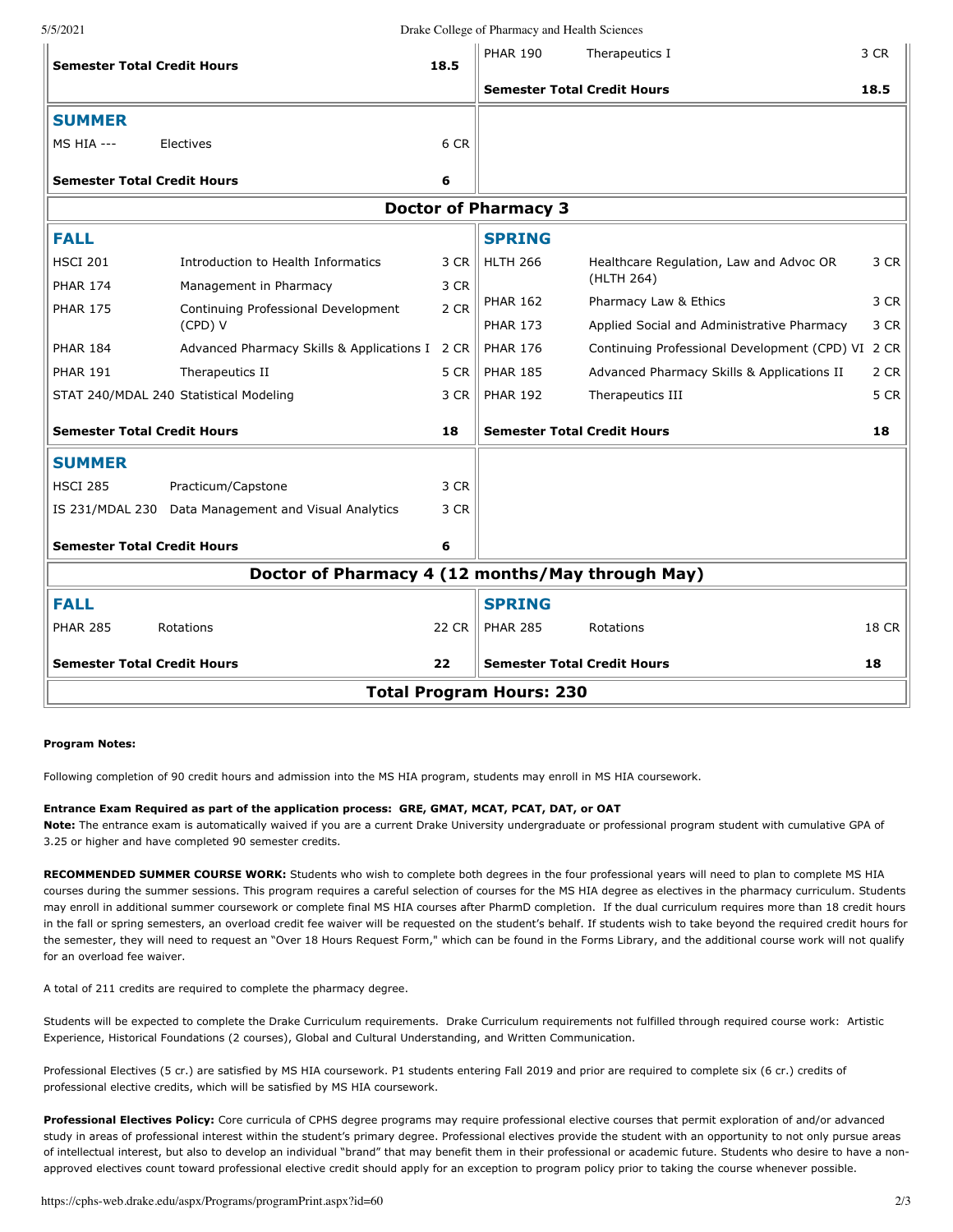| | | | | | |
|---|---|---|---|---|---|
| **Semester Total Credit Hours** | | **18.5** | PHAR 190 | Therapeutics I | 3 CR |
| | | | **Semester Total Credit Hours** | | **18.5** |
| **SUMMER** | | | | | |
| MS HIA --- | Electives | 6 CR | | | |
| **Semester Total Credit Hours** | | **6** | | | |

**Doctor of Pharmacy 3**

| **FALL** | | | **SPRING** | | |
|---|---|---|---|---|---|
| HSCI 201 | Introduction to Health Informatics | 3 CR | HLTH 266 | Healthcare Regulation, Law and Advoc OR (HLTH 264) | 3 CR |
| PHAR 174 | Management in Pharmacy | 3 CR | PHAR 162 | Pharmacy Law & Ethics | 3 CR |
| PHAR 175 | Continuing Professional Development (CPD) V | 2 CR | PHAR 173 | Applied Social and Administrative Pharmacy | 3 CR |
| PHAR 184 | Advanced Pharmacy Skills & Applications I | 2 CR | PHAR 176 | Continuing Professional Development (CPD) VI | 2 CR |
| PHAR 191 | Therapeutics II | 5 CR | PHAR 185 | Advanced Pharmacy Skills & Applications II | 2 CR |
| STAT 240/MDAL 240 | Statistical Modeling | 3 CR | PHAR 192 | Therapeutics III | 5 CR |
| **Semester Total Credit Hours** | | **18** | **Semester Total Credit Hours** | | **18** |
| **SUMMER** | | | | | |
| HSCI 285 | Practicum/Capstone | 3 CR | | | |
| IS 231/MDAL 230 | Data Management and Visual Analytics | 3 CR | | | |
| **Semester Total Credit Hours** | | **6** | | | |

**Doctor of Pharmacy 4 (12 months/May through May)**

| **FALL** | | | **SPRING** | | |
|---|---|---|---|---|---|
| PHAR 285 | Rotations | 22 CR | PHAR 285 | Rotations | 18 CR |
| **Semester Total Credit Hours** | | **22** | **Semester Total Credit Hours** | | **18** |

**Total Program Hours: 230**

**Program Notes:**

Following completion of 90 credit hours and admission into the MS HIA program, students may enroll in MS HIA coursework.

**Entrance Exam Required as part of the application process: GRE, GMAT, MCAT, PCAT, DAT, or OAT**
**Note:** The entrance exam is automatically waived if you are a current Drake University undergraduate or professional program student with cumulative GPA of 3.25 or higher and have completed 90 semester credits.

**RECOMMENDED SUMMER COURSE WORK:** Students who wish to complete both degrees in the four professional years will need to plan to complete MS HIA courses during the summer sessions. This program requires a careful selection of courses for the MS HIA degree as electives in the pharmacy curriculum. Students may enroll in additional summer coursework or complete final MS HIA courses after PharmD completion. If the dual curriculum requires more than 18 credit hours in the fall or spring semesters, an overload credit fee waiver will be requested on the student's behalf. If students wish to take beyond the required credit hours for the semester, they will need to request an "Over 18 Hours Request Form," which can be found in the Forms Library, and the additional course work will not qualify for an overload fee waiver.

A total of 211 credits are required to complete the pharmacy degree.

Students will be expected to complete the Drake Curriculum requirements. Drake Curriculum requirements not fulfilled through required course work: Artistic Experience, Historical Foundations (2 courses), Global and Cultural Understanding, and Written Communication.

Professional Electives (5 cr.) are satisfied by MS HIA coursework. P1 students entering Fall 2019 and prior are required to complete six (6 cr.) credits of professional elective credits, which will be satisfied by MS HIA coursework.

**Professional Electives Policy:** Core curricula of CPHS degree programs may require professional elective courses that permit exploration of and/or advanced study in areas of professional interest within the student's primary degree. Professional electives provide the student with an opportunity to not only pursue areas of intellectual interest, but also to develop an individual "brand" that may benefit them in their professional or academic future. Students who desire to have a non-approved electives count toward professional elective credit should apply for an exception to program policy prior to taking the course whenever possible.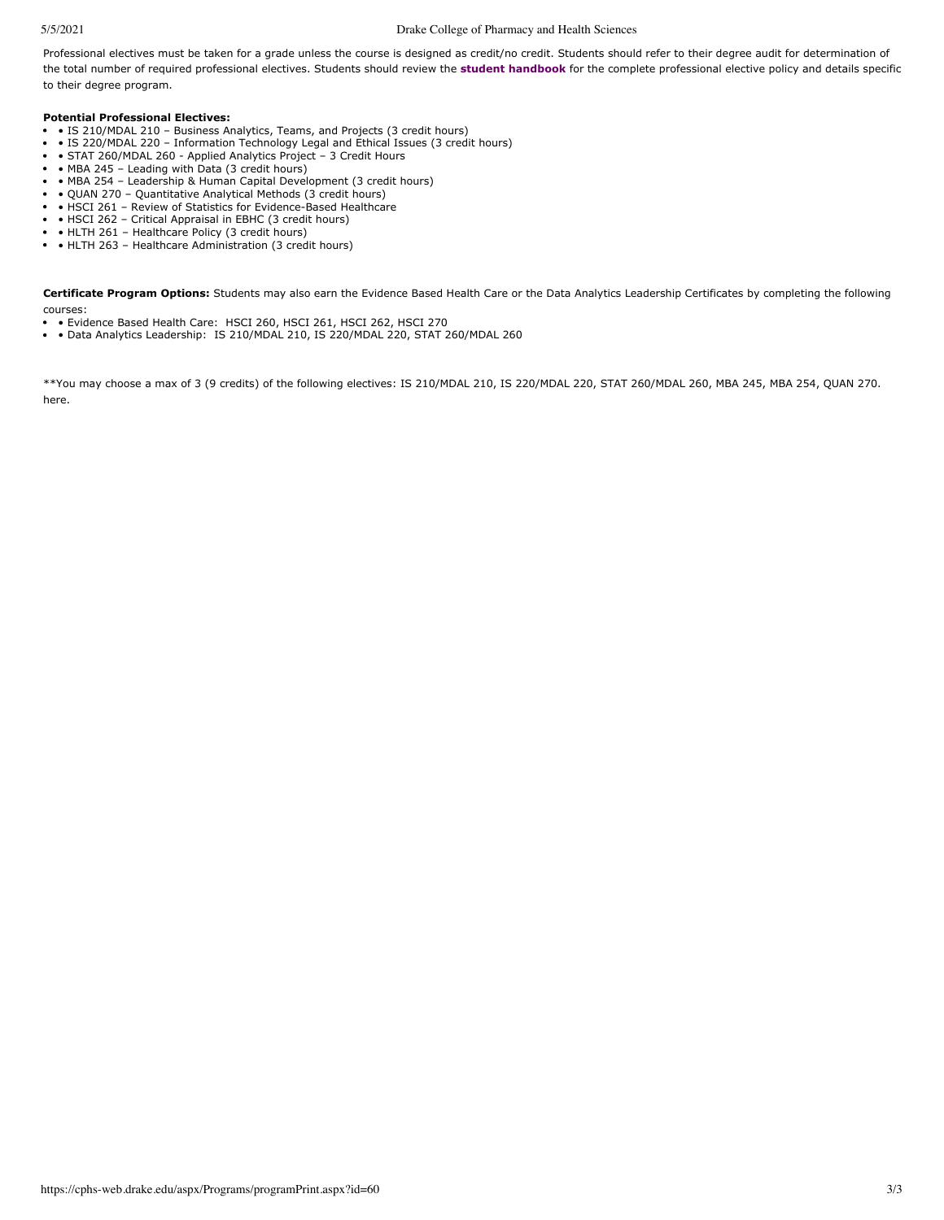Professional electives must be taken for a grade unless the course is designed as credit/no credit. Students should refer to their degree audit for determination of the total number of required professional electives. Students should review the **student handbook** for the complete professional elective policy and details specific to their degree program.

**Potential Professional Electives:**

- • IS 210/MDAL 210 – Business Analytics, Teams, and Projects (3 credit hours)
- • IS 220/MDAL 220 – Information Technology Legal and Ethical Issues (3 credit hours)
- • STAT 260/MDAL 260 - Applied Analytics Project – 3 Credit Hours
- • MBA 245 – Leading with Data (3 credit hours)
- • MBA 254 – Leadership & Human Capital Development (3 credit hours)
- • QUAN 270 – Quantitative Analytical Methods (3 credit hours)
- • HSCI 261 – Review of Statistics for Evidence-Based Healthcare
- • HSCI 262 – Critical Appraisal in EBHC (3 credit hours)
- • HLTH 261 – Healthcare Policy (3 credit hours)
- • HLTH 263 – Healthcare Administration (3 credit hours)

**Certificate Program Options:** Students may also earn the Evidence Based Health Care or the Data Analytics Leadership Certificates by completing the following courses:

- • Evidence Based Health Care: HSCI 260, HSCI 261, HSCI 262, HSCI 270
- • Data Analytics Leadership: IS 210/MDAL 210, IS 220/MDAL 220, STAT 260/MDAL 260

**You may choose a max of 3 (9 credits) of the following electives: IS 210/MDAL 210, IS 220/MDAL 220, STAT 260/MDAL 260, MBA 245, MBA 254, QUAN 270. here.